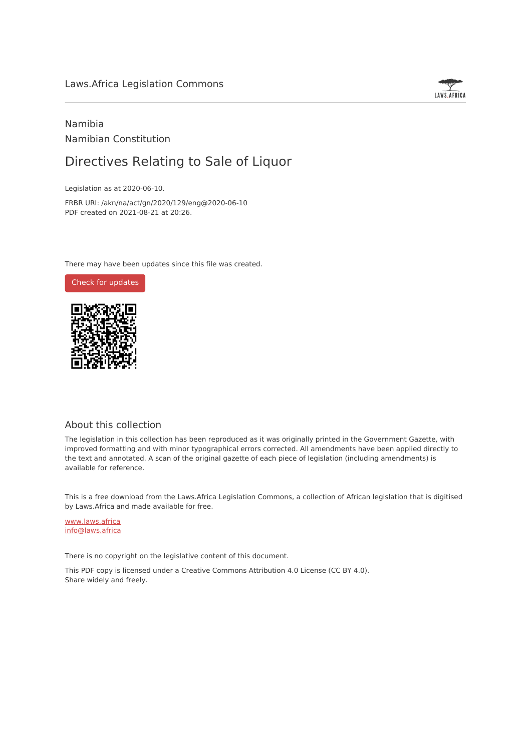Laws.Africa Legislation Commons

Namibia

Namibian Constitution

# Directives Relating to Sale of Liquor

Legislation as at 2020-06-10.

FRBR URI: /akn/na/act/gn/2020/129/eng@2020-06-10

PDF created on 2021-08-21 at 20:26.

There may have been updates since this file was created.

Check for updates

## About this collection

The legislation in this collection has been reproduced as it was originally printed in the Government Gazette, with improved formatting and with minor typographical errors corrected. All amendments have been applied directly to the text and annotated. A scan of the original gazette of each piece of legislation (including amendments) is available for reference.

This is a free download from the Laws.Africa Legislation Commons, a collection of African legislation that is digitised by Laws.Africa and made available for free.

www.laws.africa

info@laws.africa

There is no copyright on the legislative content of this document.

This PDF copy is licensed under a Creative Commons Attribution 4.0 License (CC BY 4.0). Share widely and freely.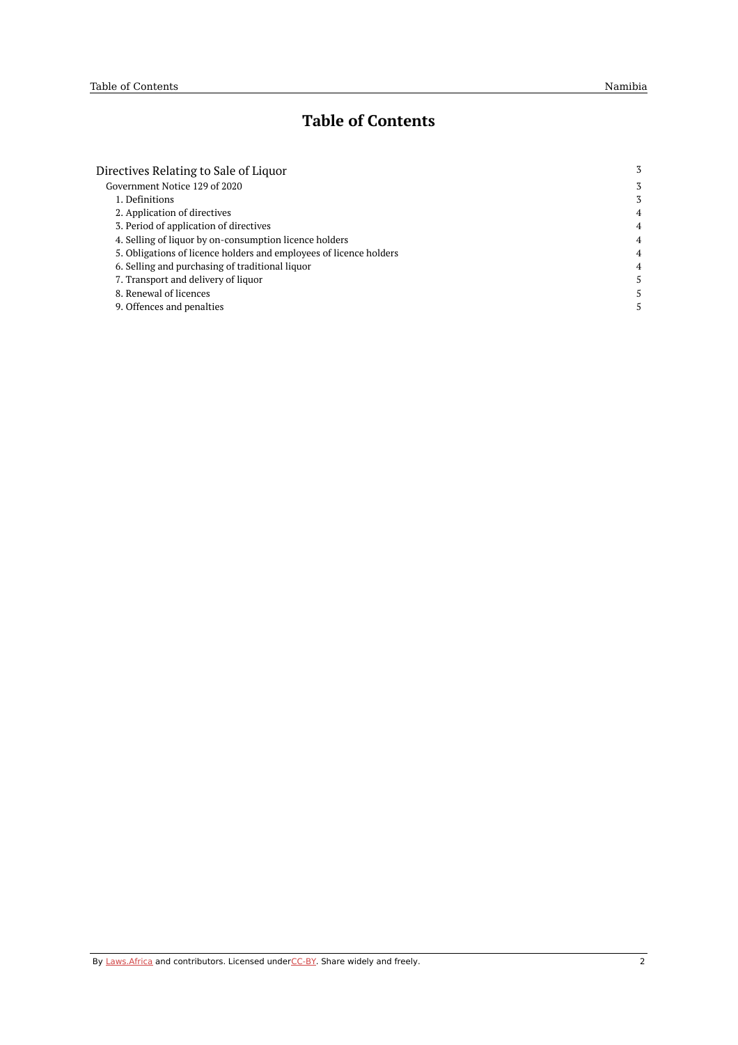# Table of Contents

- Directives Relating to Sale of Liquor — 3
  - Government Notice 129 of 2020 — 3
    - 1. Definitions — 3
    - 2. Application of directives — 4
    - 3. Period of application of directives — 4
    - 4. Selling of liquor by on-consumption licence holders — 4
    - 5. Obligations of licence holders and employees of licence holders — 4
    - 6. Selling and purchasing of traditional liquor — 4
    - 7. Transport and delivery of liquor — 5
    - 8. Renewal of licences — 5
    - 9. Offences and penalties — 5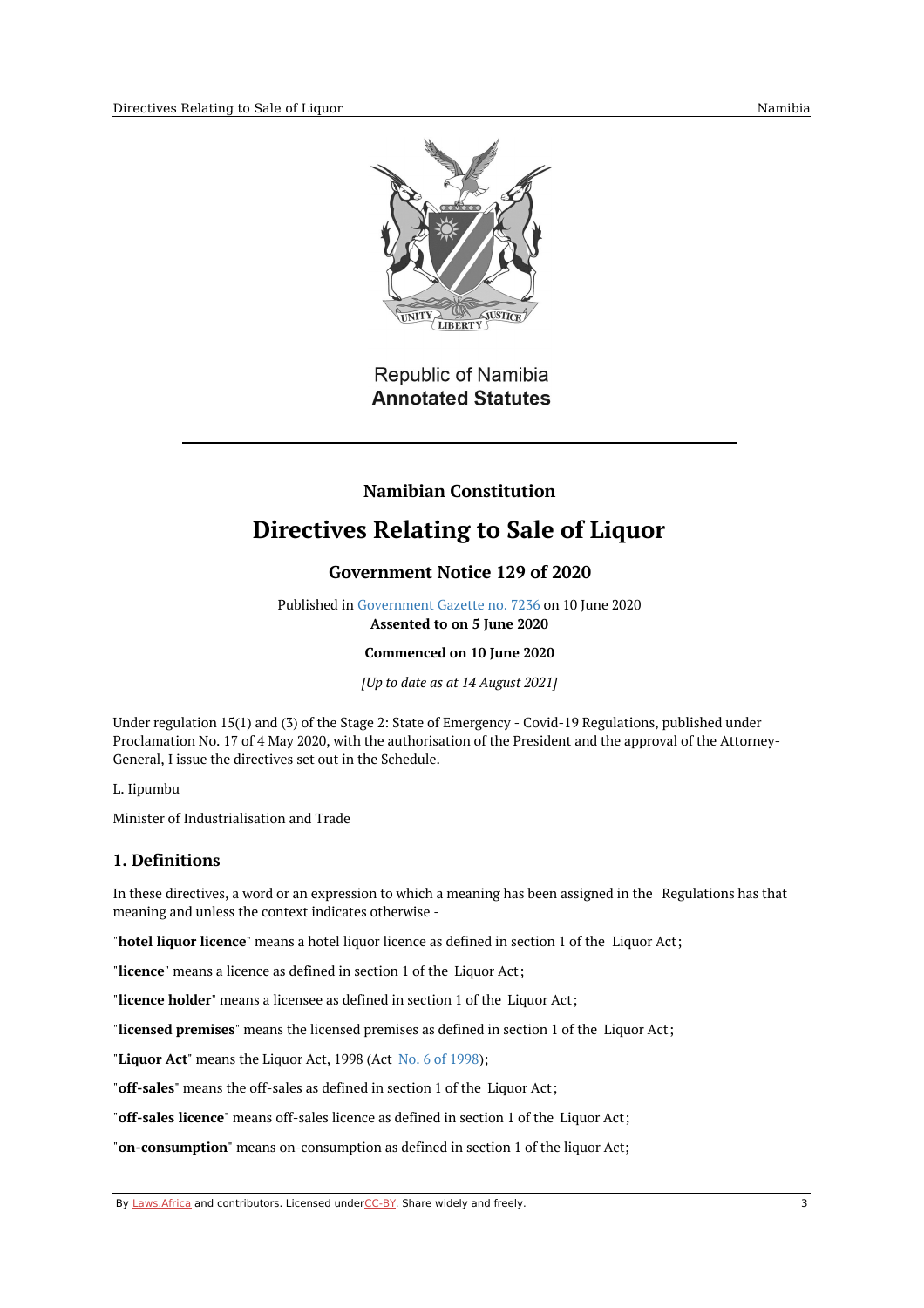Republic of Namibia
**Annotated Statutes**

**Namibian Constitution**

# Directives Relating to Sale of Liquor

### Government Notice 129 of 2020

Published in Government Gazette no. 7236 on 10 June 2020
**Assented to on 5 June 2020**

**Commenced on 10 June 2020**

*[Up to date as at 14 August 2021]*

Under regulation 15(1) and (3) of the Stage 2: State of Emergency - Covid-19 Regulations, published under Proclamation No. 17 of 4 May 2020, with the authorisation of the President and the approval of the Attorney-General, I issue the directives set out in the Schedule.

L. Iipumbu

Minister of Industrialisation and Trade

## 1. Definitions

In these directives, a word or an expression to which a meaning has been assigned in the Regulations has that meaning and unless the context indicates otherwise -

"**hotel liquor licence**" means a hotel liquor licence as defined in section 1 of the Liquor Act;

"**licence**" means a licence as defined in section 1 of the Liquor Act;

"**licence holder**" means a licensee as defined in section 1 of the Liquor Act;

"**licensed premises**" means the licensed premises as defined in section 1 of the Liquor Act;

"**Liquor Act**" means the Liquor Act, 1998 (Act No. 6 of 1998);

"**off-sales**" means the off-sales as defined in section 1 of the Liquor Act;

"**off-sales licence**" means off-sales licence as defined in section 1 of the Liquor Act;

"**on-consumption**" means on-consumption as defined in section 1 of the liquor Act;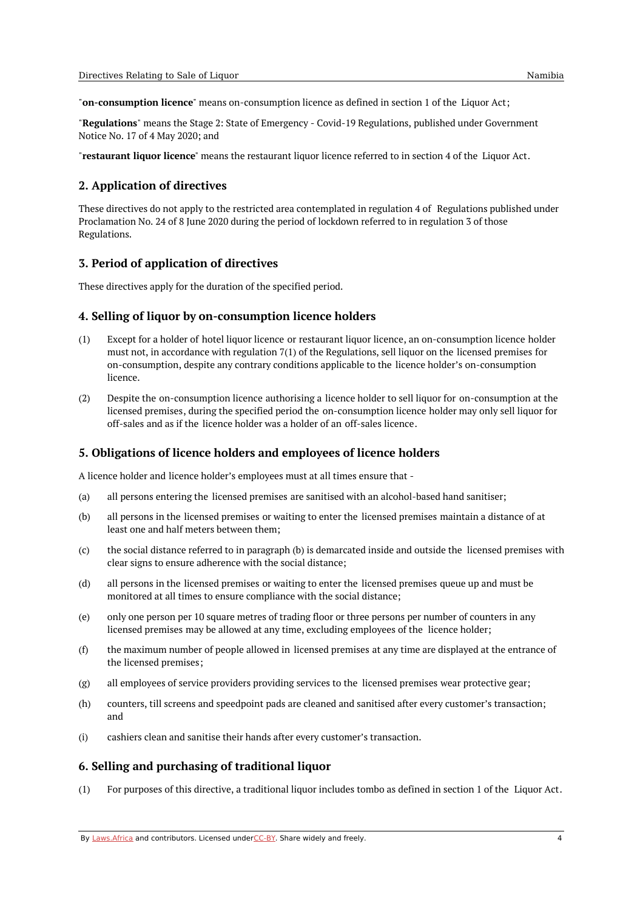"**on-consumption licence**" means on-consumption licence as defined in section 1 of the Liquor Act;

"**Regulations**" means the Stage 2: State of Emergency - Covid-19 Regulations, published under Government Notice No. 17 of 4 May 2020; and

"**restaurant liquor licence**" means the restaurant liquor licence referred to in section 4 of the Liquor Act.

## 2. Application of directives

These directives do not apply to the restricted area contemplated in regulation 4 of Regulations published under Proclamation No. 24 of 8 June 2020 during the period of lockdown referred to in regulation 3 of those Regulations.

## 3. Period of application of directives

These directives apply for the duration of the specified period.

## 4. Selling of liquor by on-consumption licence holders

(1) Except for a holder of hotel liquor licence or restaurant liquor licence, an on-consumption licence holder must not, in accordance with regulation 7(1) of the Regulations, sell liquor on the licensed premises for on-consumption, despite any contrary conditions applicable to the licence holder's on-consumption licence.

(2) Despite the on-consumption licence authorising a licence holder to sell liquor for on-consumption at the licensed premises, during the specified period the on-consumption licence holder may only sell liquor for off-sales and as if the licence holder was a holder of an off-sales licence.

## 5. Obligations of licence holders and employees of licence holders

A licence holder and licence holder's employees must at all times ensure that -

(a) all persons entering the licensed premises are sanitised with an alcohol-based hand sanitiser;

(b) all persons in the licensed premises or waiting to enter the licensed premises maintain a distance of at least one and half meters between them;

(c) the social distance referred to in paragraph (b) is demarcated inside and outside the licensed premises with clear signs to ensure adherence with the social distance;

(d) all persons in the licensed premises or waiting to enter the licensed premises queue up and must be monitored at all times to ensure compliance with the social distance;

(e) only one person per 10 square metres of trading floor or three persons per number of counters in any licensed premises may be allowed at any time, excluding employees of the licence holder;

(f) the maximum number of people allowed in licensed premises at any time are displayed at the entrance of the licensed premises;

(g) all employees of service providers providing services to the licensed premises wear protective gear;

(h) counters, till screens and speedpoint pads are cleaned and sanitised after every customer's transaction; and

(i) cashiers clean and sanitise their hands after every customer's transaction.

## 6. Selling and purchasing of traditional liquor

(1) For purposes of this directive, a traditional liquor includes tombo as defined in section 1 of the Liquor Act.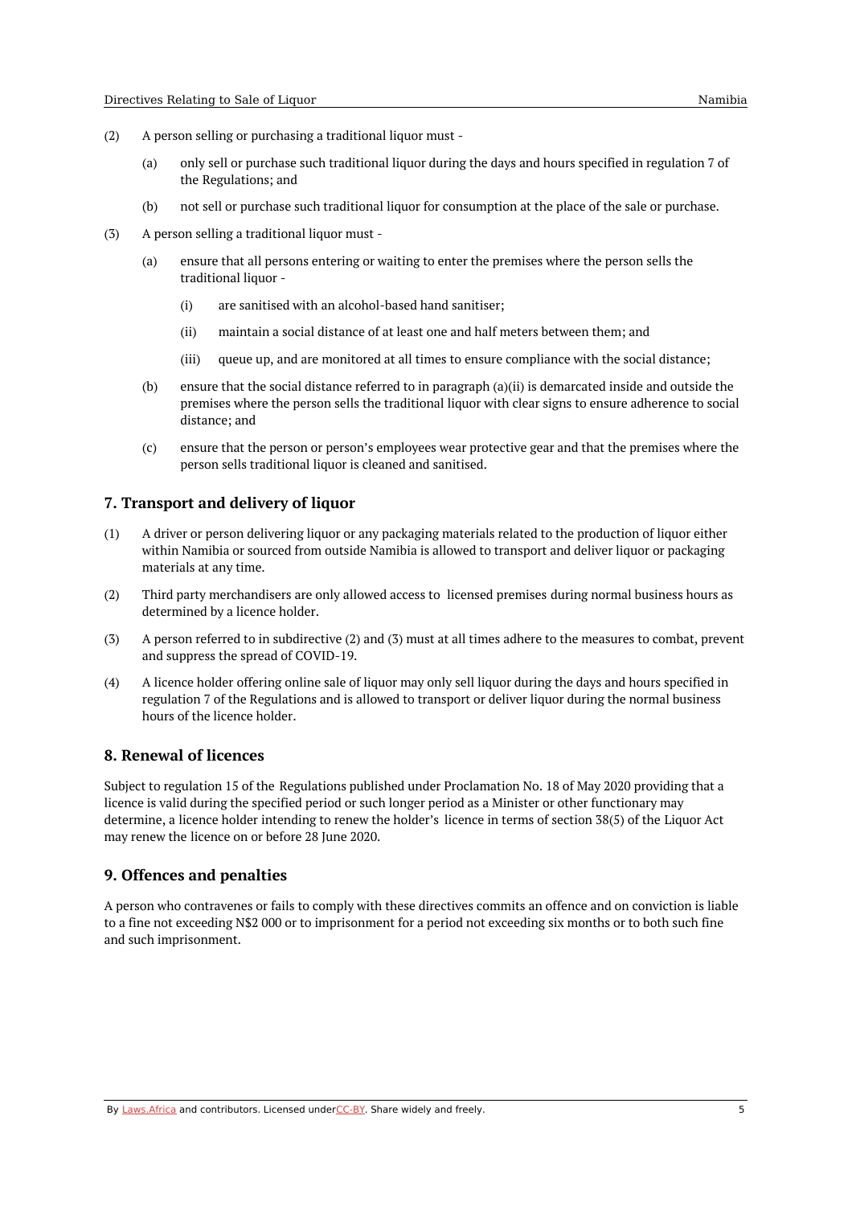(2) A person selling or purchasing a traditional liquor must -

(a) only sell or purchase such traditional liquor during the days and hours specified in regulation 7 of the Regulations; and

(b) not sell or purchase such traditional liquor for consumption at the place of the sale or purchase.

(3) A person selling a traditional liquor must -

(a) ensure that all persons entering or waiting to enter the premises where the person sells the traditional liquor -

(i) are sanitised with an alcohol-based hand sanitiser;

(ii) maintain a social distance of at least one and half meters between them; and

(iii) queue up, and are monitored at all times to ensure compliance with the social distance;

(b) ensure that the social distance referred to in paragraph (a)(ii) is demarcated inside and outside the premises where the person sells the traditional liquor with clear signs to ensure adherence to social distance; and

(c) ensure that the person or person's employees wear protective gear and that the premises where the person sells traditional liquor is cleaned and sanitised.

## 7. Transport and delivery of liquor

(1) A driver or person delivering liquor or any packaging materials related to the production of liquor either within Namibia or sourced from outside Namibia is allowed to transport and deliver liquor or packaging materials at any time.

(2) Third party merchandisers are only allowed access to licensed premises during normal business hours as determined by a licence holder.

(3) A person referred to in subdirective (2) and (3) must at all times adhere to the measures to combat, prevent and suppress the spread of COVID-19.

(4) A licence holder offering online sale of liquor may only sell liquor during the days and hours specified in regulation 7 of the Regulations and is allowed to transport or deliver liquor during the normal business hours of the licence holder.

## 8. Renewal of licences

Subject to regulation 15 of the Regulations published under Proclamation No. 18 of May 2020 providing that a licence is valid during the specified period or such longer period as a Minister or other functionary may determine, a licence holder intending to renew the holder's licence in terms of section 38(5) of the Liquor Act may renew the licence on or before 28 June 2020.

## 9. Offences and penalties

A person who contravenes or fails to comply with these directives commits an offence and on conviction is liable to a fine not exceeding N$2 000 or to imprisonment for a period not exceeding six months or to both such fine and such imprisonment.